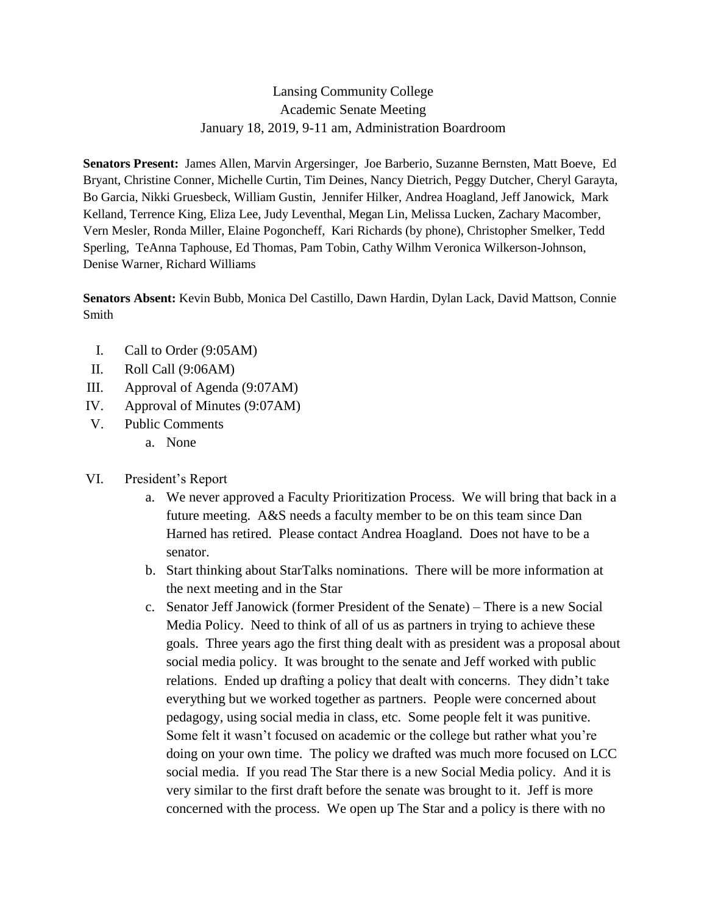Lansing Community College
Academic Senate Meeting
January 18, 2019, 9-11 am, Administration Boardroom

**Senators Present:** James Allen, Marvin Argersinger, Joe Barberio, Suzanne Bernsten, Matt Boeve, Ed Bryant, Christine Conner, Michelle Curtin, Tim Deines, Nancy Dietrich, Peggy Dutcher, Cheryl Garayta, Bo Garcia, Nikki Gruesbeck, William Gustin, Jennifer Hilker, Andrea Hoagland, Jeff Janowick, Mark Kelland, Terrence King, Eliza Lee, Judy Leventhal, Megan Lin, Melissa Lucken, Zachary Macomber, Vern Mesler, Ronda Miller, Elaine Pogoncheff, Kari Richards (by phone), Christopher Smelker, Tedd Sperling, TeAnna Taphouse, Ed Thomas, Pam Tobin, Cathy Wilhm Veronica Wilkerson-Johnson, Denise Warner, Richard Williams

**Senators Absent:** Kevin Bubb, Monica Del Castillo, Dawn Hardin, Dylan Lack, David Mattson, Connie Smith

I. Call to Order (9:05AM)
II. Roll Call (9:06AM)
III. Approval of Agenda (9:07AM)
IV. Approval of Minutes (9:07AM)
V. Public Comments
    a. None
VI. President's Report
    a. We never approved a Faculty Prioritization Process. We will bring that back in a future meeting. A&S needs a faculty member to be on this team since Dan Harned has retired. Please contact Andrea Hoagland. Does not have to be a senator.
    b. Start thinking about StarTalks nominations. There will be more information at the next meeting and in the Star
    c. Senator Jeff Janowick (former President of the Senate) – There is a new Social Media Policy. Need to think of all of us as partners in trying to achieve these goals. Three years ago the first thing dealt with as president was a proposal about social media policy. It was brought to the senate and Jeff worked with public relations. Ended up drafting a policy that dealt with concerns. They didn't take everything but we worked together as partners. People were concerned about pedagogy, using social media in class, etc. Some people felt it was punitive. Some felt it wasn't focused on academic or the college but rather what you're doing on your own time. The policy we drafted was much more focused on LCC social media. If you read The Star there is a new Social Media policy. And it is very similar to the first draft before the senate was brought to it. Jeff is more concerned with the process. We open up The Star and a policy is there with no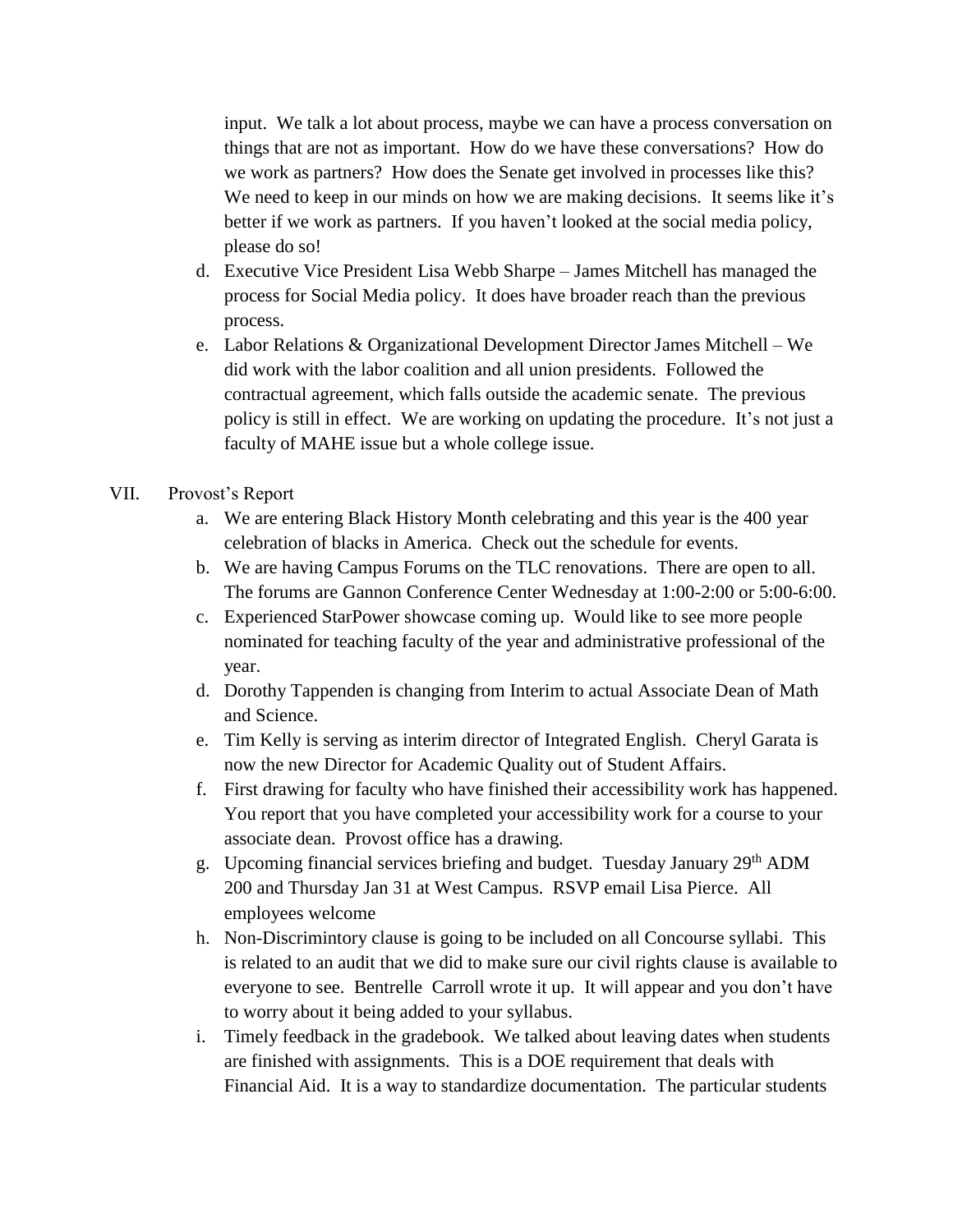input. We talk a lot about process, maybe we can have a process conversation on things that are not as important. How do we have these conversations? How do we work as partners? How does the Senate get involved in processes like this? We need to keep in our minds on how we are making decisions. It seems like it's better if we work as partners. If you haven't looked at the social media policy, please do so!

d. Executive Vice President Lisa Webb Sharpe – James Mitchell has managed the process for Social Media policy. It does have broader reach than the previous process.

e. Labor Relations & Organizational Development Director James Mitchell – We did work with the labor coalition and all union presidents. Followed the contractual agreement, which falls outside the academic senate. The previous policy is still in effect. We are working on updating the procedure. It's not just a faculty of MAHE issue but a whole college issue.

VII. Provost's Report

a. We are entering Black History Month celebrating and this year is the 400 year celebration of blacks in America. Check out the schedule for events.

b. We are having Campus Forums on the TLC renovations. There are open to all. The forums are Gannon Conference Center Wednesday at 1:00-2:00 or 5:00-6:00.

c. Experienced StarPower showcase coming up. Would like to see more people nominated for teaching faculty of the year and administrative professional of the year.

d. Dorothy Tappenden is changing from Interim to actual Associate Dean of Math and Science.

e. Tim Kelly is serving as interim director of Integrated English. Cheryl Garata is now the new Director for Academic Quality out of Student Affairs.

f. First drawing for faculty who have finished their accessibility work has happened. You report that you have completed your accessibility work for a course to your associate dean. Provost office has a drawing.

g. Upcoming financial services briefing and budget. Tuesday January 29th ADM 200 and Thursday Jan 31 at West Campus. RSVP email Lisa Pierce. All employees welcome

h. Non-Discrimintory clause is going to be included on all Concourse syllabi. This is related to an audit that we did to make sure our civil rights clause is available to everyone to see. Bentrelle Carroll wrote it up. It will appear and you don't have to worry about it being added to your syllabus.

i. Timely feedback in the gradebook. We talked about leaving dates when students are finished with assignments. This is a DOE requirement that deals with Financial Aid. It is a way to standardize documentation. The particular students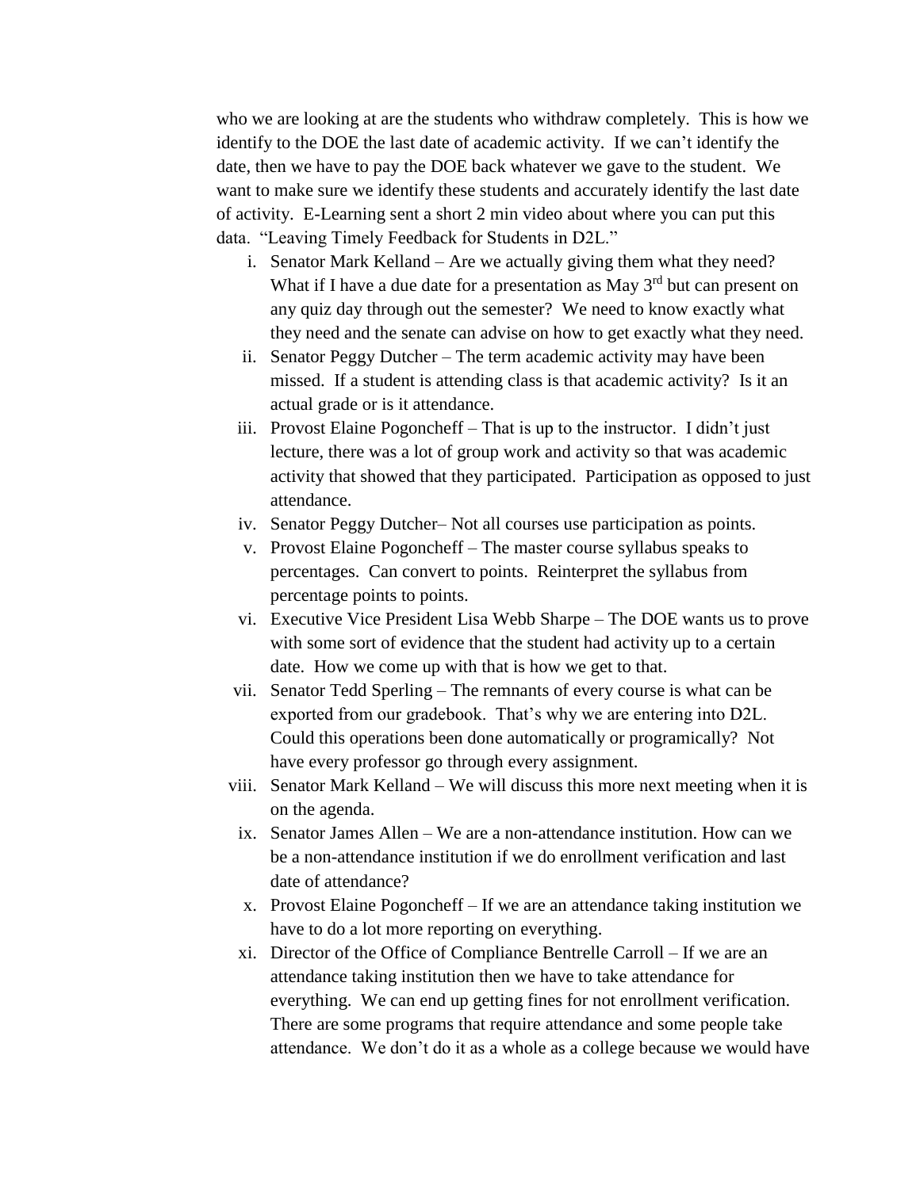who we are looking at are the students who withdraw completely. This is how we identify to the DOE the last date of academic activity. If we can't identify the date, then we have to pay the DOE back whatever we gave to the student. We want to make sure we identify these students and accurately identify the last date of activity. E-Learning sent a short 2 min video about where you can put this data. "Leaving Timely Feedback for Students in D2L."

i. Senator Mark Kelland – Are we actually giving them what they need? What if I have a due date for a presentation as May 3rd but can present on any quiz day through out the semester? We need to know exactly what they need and the senate can advise on how to get exactly what they need.

ii. Senator Peggy Dutcher – The term academic activity may have been missed. If a student is attending class is that academic activity? Is it an actual grade or is it attendance.

iii. Provost Elaine Pogoncheff – That is up to the instructor. I didn't just lecture, there was a lot of group work and activity so that was academic activity that showed that they participated. Participation as opposed to just attendance.

iv. Senator Peggy Dutcher– Not all courses use participation as points.

v. Provost Elaine Pogoncheff – The master course syllabus speaks to percentages. Can convert to points. Reinterpret the syllabus from percentage points to points.

vi. Executive Vice President Lisa Webb Sharpe – The DOE wants us to prove with some sort of evidence that the student had activity up to a certain date. How we come up with that is how we get to that.

vii. Senator Tedd Sperling – The remnants of every course is what can be exported from our gradebook. That's why we are entering into D2L. Could this operations been done automatically or programically? Not have every professor go through every assignment.

viii. Senator Mark Kelland – We will discuss this more next meeting when it is on the agenda.

ix. Senator James Allen – We are a non-attendance institution. How can we be a non-attendance institution if we do enrollment verification and last date of attendance?

x. Provost Elaine Pogoncheff – If we are an attendance taking institution we have to do a lot more reporting on everything.

xi. Director of the Office of Compliance Bentrelle Carroll – If we are an attendance taking institution then we have to take attendance for everything. We can end up getting fines for not enrollment verification. There are some programs that require attendance and some people take attendance. We don't do it as a whole as a college because we would have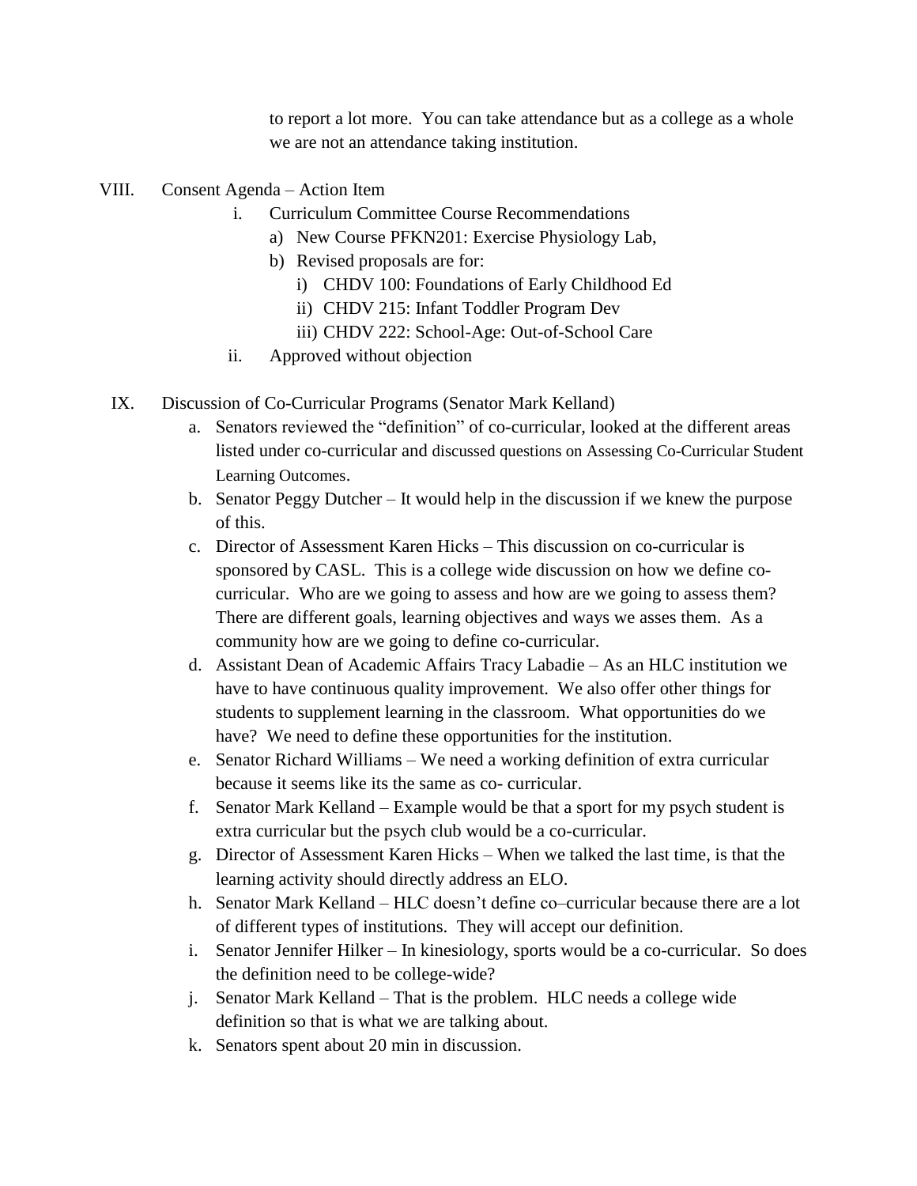to report a lot more. You can take attendance but as a college as a whole we are not an attendance taking institution.

VIII. Consent Agenda – Action Item

  i. Curriculum Committee Course Recommendations
    a) New Course PFKN201: Exercise Physiology Lab,
    b) Revised proposals are for:
      i) CHDV 100: Foundations of Early Childhood Ed
      ii) CHDV 215: Infant Toddler Program Dev
      iii) CHDV 222: School-Age: Out-of-School Care
  ii. Approved without objection

IX. Discussion of Co-Curricular Programs (Senator Mark Kelland)

  a. Senators reviewed the "definition" of co-curricular, looked at the different areas listed under co-curricular and discussed questions on Assessing Co-Curricular Student Learning Outcomes.
  b. Senator Peggy Dutcher – It would help in the discussion if we knew the purpose of this.
  c. Director of Assessment Karen Hicks – This discussion on co-curricular is sponsored by CASL. This is a college wide discussion on how we define co-curricular. Who are we going to assess and how are we going to assess them? There are different goals, learning objectives and ways we asses them. As a community how are we going to define co-curricular.
  d. Assistant Dean of Academic Affairs Tracy Labadie – As an HLC institution we have to have continuous quality improvement. We also offer other things for students to supplement learning in the classroom. What opportunities do we have? We need to define these opportunities for the institution.
  e. Senator Richard Williams – We need a working definition of extra curricular because it seems like its the same as co- curricular.
  f. Senator Mark Kelland – Example would be that a sport for my psych student is extra curricular but the psych club would be a co-curricular.
  g. Director of Assessment Karen Hicks – When we talked the last time, is that the learning activity should directly address an ELO.
  h. Senator Mark Kelland – HLC doesn't define co–curricular because there are a lot of different types of institutions. They will accept our definition.
  i. Senator Jennifer Hilker – In kinesiology, sports would be a co-curricular. So does the definition need to be college-wide?
  j. Senator Mark Kelland – That is the problem. HLC needs a college wide definition so that is what we are talking about.
  k. Senators spent about 20 min in discussion.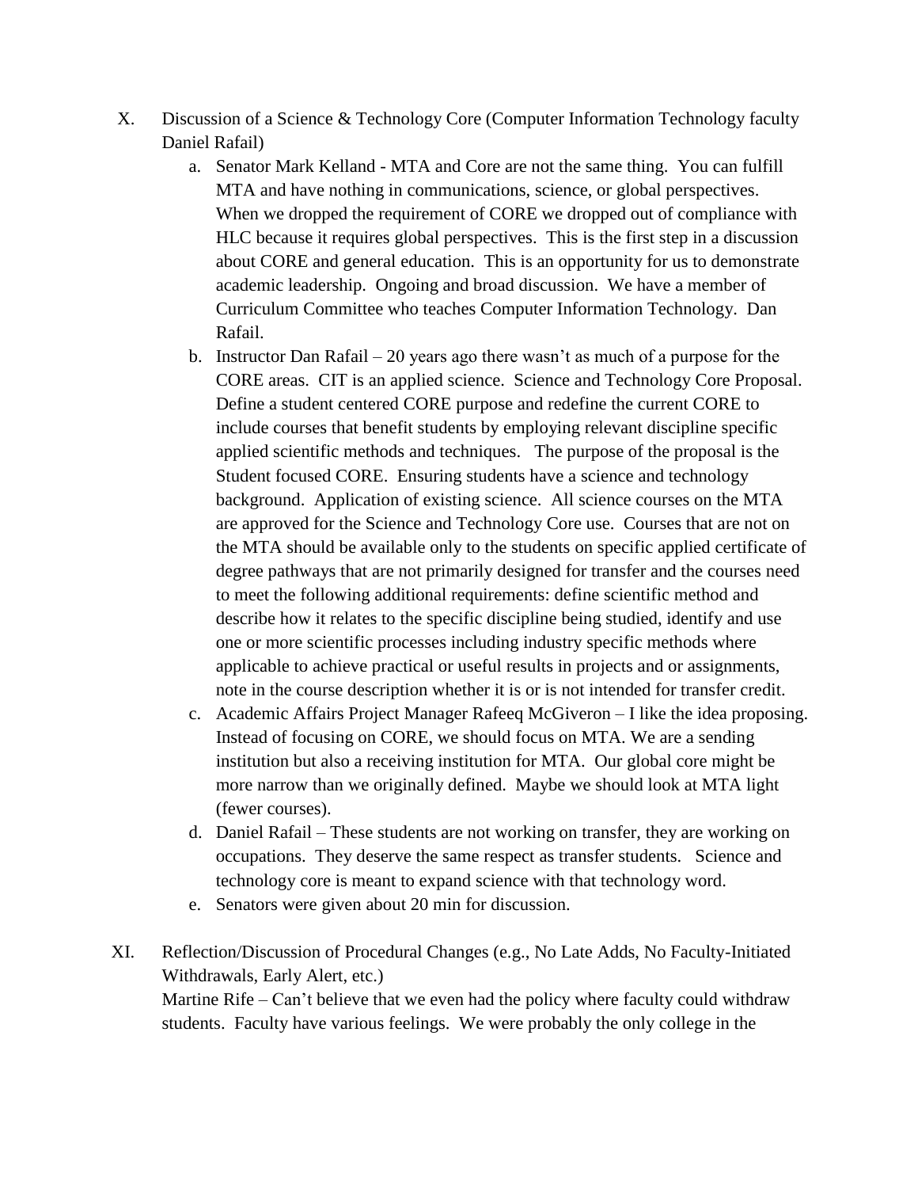X. Discussion of a Science & Technology Core (Computer Information Technology faculty Daniel Rafail)

   a. Senator Mark Kelland - MTA and Core are not the same thing. You can fulfill MTA and have nothing in communications, science, or global perspectives. When we dropped the requirement of CORE we dropped out of compliance with HLC because it requires global perspectives. This is the first step in a discussion about CORE and general education. This is an opportunity for us to demonstrate academic leadership. Ongoing and broad discussion. We have a member of Curriculum Committee who teaches Computer Information Technology. Dan Rafail.

   b. Instructor Dan Rafail – 20 years ago there wasn't as much of a purpose for the CORE areas. CIT is an applied science. Science and Technology Core Proposal. Define a student centered CORE purpose and redefine the current CORE to include courses that benefit students by employing relevant discipline specific applied scientific methods and techniques. The purpose of the proposal is the Student focused CORE. Ensuring students have a science and technology background. Application of existing science. All science courses on the MTA are approved for the Science and Technology Core use. Courses that are not on the MTA should be available only to the students on specific applied certificate of degree pathways that are not primarily designed for transfer and the courses need to meet the following additional requirements: define scientific method and describe how it relates to the specific discipline being studied, identify and use one or more scientific processes including industry specific methods where applicable to achieve practical or useful results in projects and or assignments, note in the course description whether it is or is not intended for transfer credit.

   c. Academic Affairs Project Manager Rafeeq McGiveron – I like the idea proposing. Instead of focusing on CORE, we should focus on MTA. We are a sending institution but also a receiving institution for MTA. Our global core might be more narrow than we originally defined. Maybe we should look at MTA light (fewer courses).

   d. Daniel Rafail – These students are not working on transfer, they are working on occupations. They deserve the same respect as transfer students. Science and technology core is meant to expand science with that technology word.

   e. Senators were given about 20 min for discussion.

XI. Reflection/Discussion of Procedural Changes (e.g., No Late Adds, No Faculty-Initiated Withdrawals, Early Alert, etc.)

   Martine Rife – Can't believe that we even had the policy where faculty could withdraw students. Faculty have various feelings. We were probably the only college in the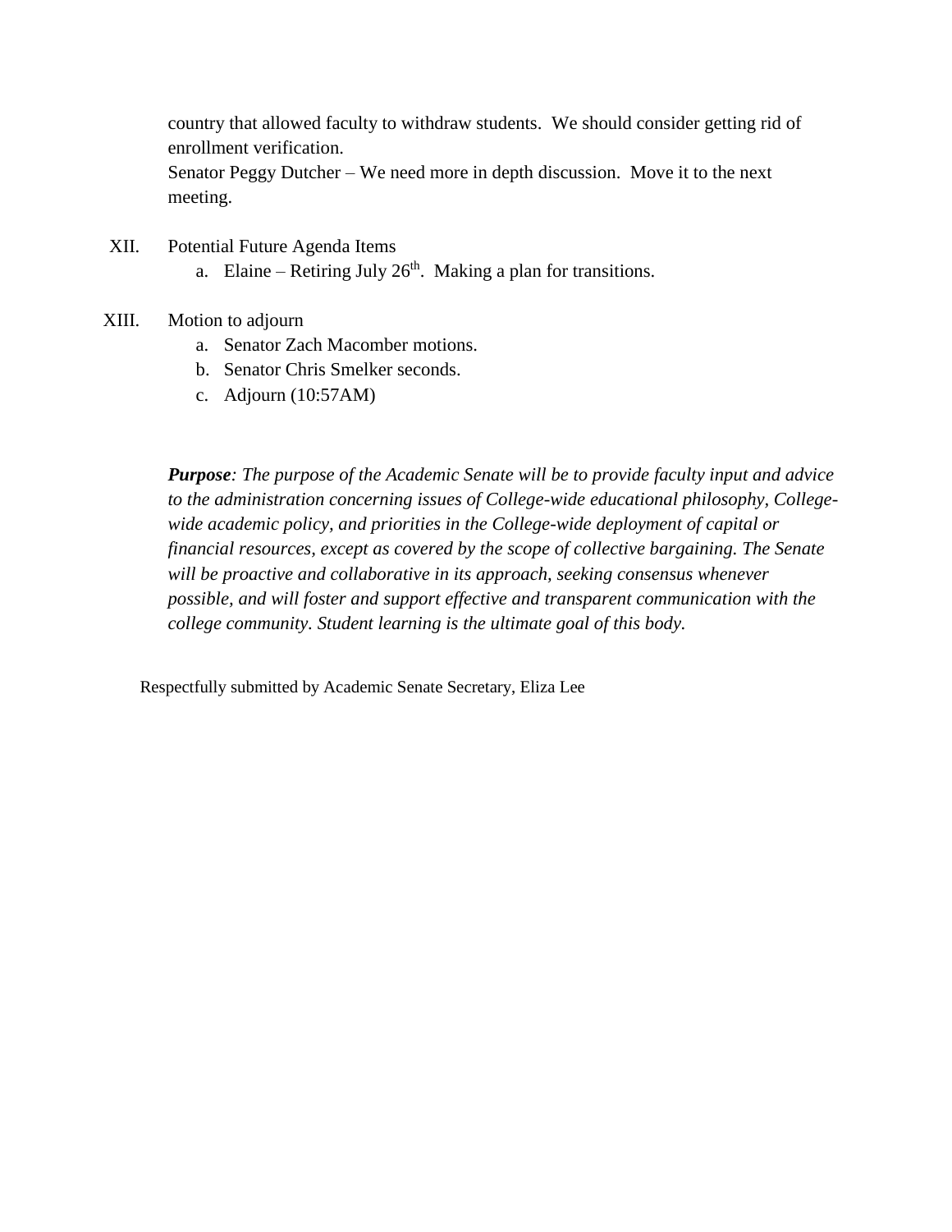country that allowed faculty to withdraw students. We should consider getting rid of enrollment verification.
Senator Peggy Dutcher – We need more in depth discussion. Move it to the next meeting.

XII. Potential Future Agenda Items
  a. Elaine – Retiring July 26th. Making a plan for transitions.

XIII. Motion to adjourn
  a. Senator Zach Macomber motions.
  b. Senator Chris Smelker seconds.
  c. Adjourn (10:57AM)

***Purpose**: The purpose of the Academic Senate will be to provide faculty input and advice to the administration concerning issues of College-wide educational philosophy, College-wide academic policy, and priorities in the College-wide deployment of capital or financial resources, except as covered by the scope of collective bargaining. The Senate will be proactive and collaborative in its approach, seeking consensus whenever possible, and will foster and support effective and transparent communication with the college community. Student learning is the ultimate goal of this body.*

Respectfully submitted by Academic Senate Secretary, Eliza Lee